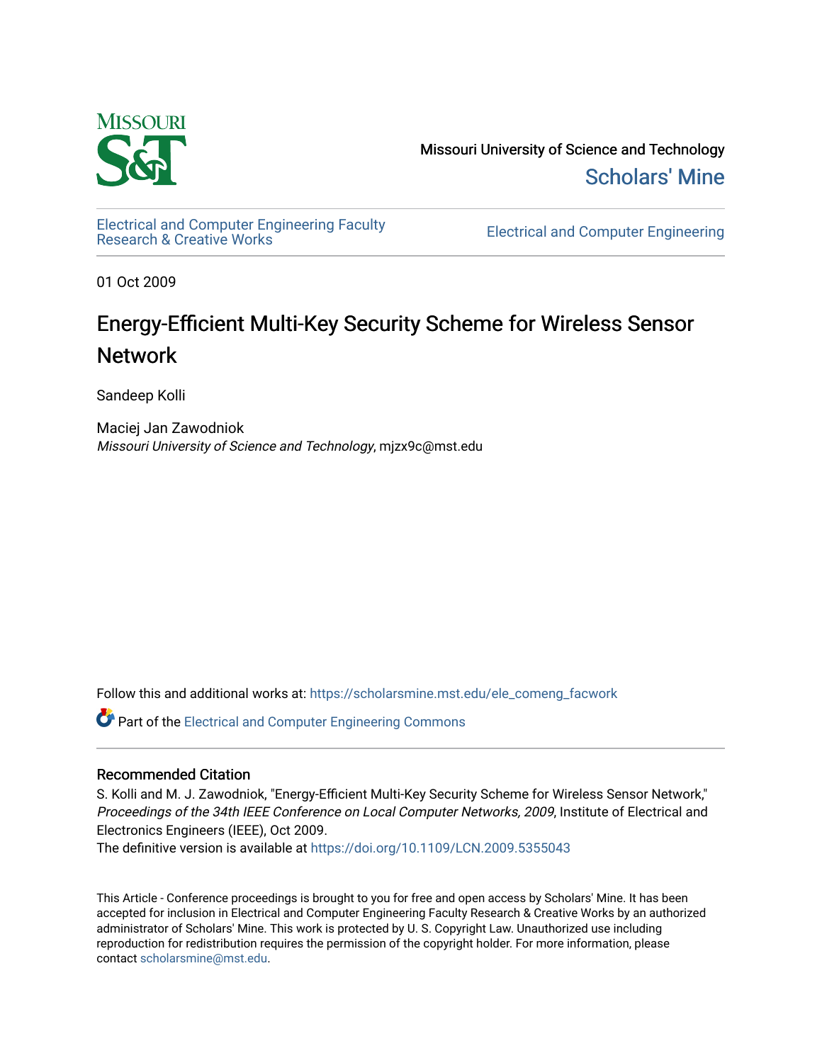Missouri University of Science and Technology

Scholars' Mine

Electrical and Computer Engineering Faculty Research & Creative Works

Electrical and Computer Engineering

01 Oct 2009

# Energy-Efficient Multi-Key Security Scheme for Wireless Sensor Network

Sandeep Kolli

Maciej Jan Zawodniok
*Missouri University of Science and Technology*, mjzx9c@mst.edu

Follow this and additional works at: https://scholarsmine.mst.edu/ele_comeng_facwork

Part of the Electrical and Computer Engineering Commons

## Recommended Citation

S. Kolli and M. J. Zawodniok, "Energy-Efficient Multi-Key Security Scheme for Wireless Sensor Network," *Proceedings of the 34th IEEE Conference on Local Computer Networks, 2009*, Institute of Electrical and Electronics Engineers (IEEE), Oct 2009.
The definitive version is available at https://doi.org/10.1109/LCN.2009.5355043

This Article - Conference proceedings is brought to you for free and open access by Scholars' Mine. It has been accepted for inclusion in Electrical and Computer Engineering Faculty Research & Creative Works by an authorized administrator of Scholars' Mine. This work is protected by U. S. Copyright Law. Unauthorized use including reproduction for redistribution requires the permission of the copyright holder. For more information, please contact scholarsmine@mst.edu.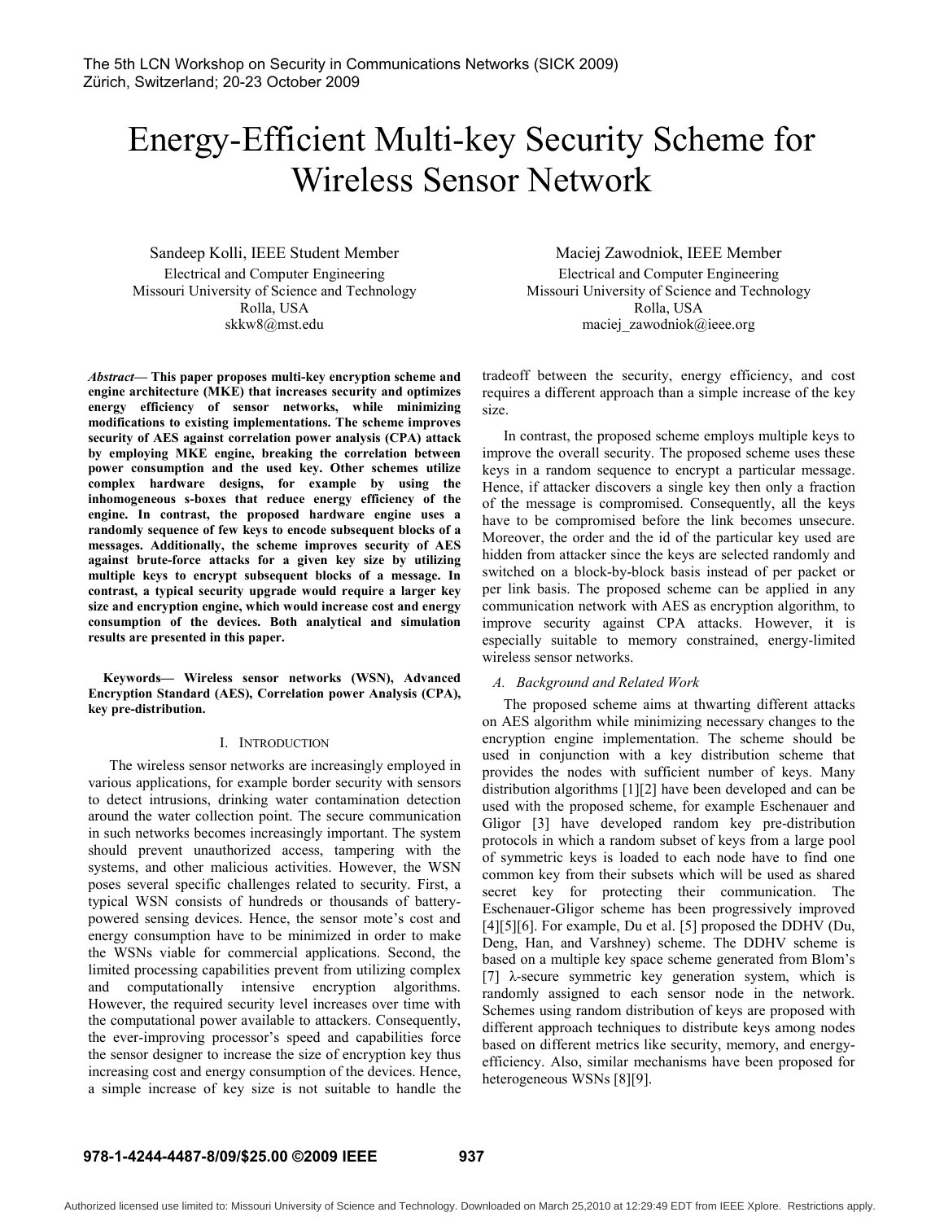# Energy-Efficient Multi-key Security Scheme for Wireless Sensor Network

Sandeep Kolli, IEEE Student Member
Electrical and Computer Engineering
Missouri University of Science and Technology
Rolla, USA
skkw8@mst.edu

Maciej Zawodniok, IEEE Member
Electrical and Computer Engineering
Missouri University of Science and Technology
Rolla, USA
maciej_zawodniok@ieee.org

***Abstract*— This paper proposes multi-key encryption scheme and engine architecture (MKE) that increases security and optimizes energy efficiency of sensor networks, while minimizing modifications to existing implementations. The scheme improves security of AES against correlation power analysis (CPA) attack by employing MKE engine, breaking the correlation between power consumption and the used key. Other schemes utilize complex hardware designs, for example by using the inhomogeneous s-boxes that reduce energy efficiency of the engine. In contrast, the proposed hardware engine uses a randomly sequence of few keys to encode subsequent blocks of a messages. Additionally, the scheme improves security of AES against brute-force attacks for a given key size by utilizing multiple keys to encrypt subsequent blocks of a message. In contrast, a typical security upgrade would require a larger key size and encryption engine, which would increase cost and energy consumption of the devices. Both analytical and simulation results are presented in this paper.**

**Keywords— Wireless sensor networks (WSN), Advanced Encryption Standard (AES), Correlation power Analysis (CPA), key pre-distribution.**

## I. Introduction

The wireless sensor networks are increasingly employed in various applications, for example border security with sensors to detect intrusions, drinking water contamination detection around the water collection point. The secure communication in such networks becomes increasingly important. The system should prevent unauthorized access, tampering with the systems, and other malicious activities. However, the WSN poses several specific challenges related to security. First, a typical WSN consists of hundreds or thousands of battery-powered sensing devices. Hence, the sensor mote's cost and energy consumption have to be minimized in order to make the WSNs viable for commercial applications. Second, the limited processing capabilities prevent from utilizing complex and computationally intensive encryption algorithms. However, the required security level increases over time with the computational power available to attackers. Consequently, the ever-improving processor's speed and capabilities force the sensor designer to increase the size of encryption key thus increasing cost and energy consumption of the devices. Hence, a simple increase of key size is not suitable to handle the tradeoff between the security, energy efficiency, and cost requires a different approach than a simple increase of the key size.

In contrast, the proposed scheme employs multiple keys to improve the overall security. The proposed scheme uses these keys in a random sequence to encrypt a particular message. Hence, if attacker discovers a single key then only a fraction of the message is compromised. Consequently, all the keys have to be compromised before the link becomes unsecure. Moreover, the order and the id of the particular key used are hidden from attacker since the keys are selected randomly and switched on a block-by-block basis instead of per packet or per link basis. The proposed scheme can be applied in any communication network with AES as encryption algorithm, to improve security against CPA attacks. However, it is especially suitable to memory constrained, energy-limited wireless sensor networks.

### *A. Background and Related Work*

The proposed scheme aims at thwarting different attacks on AES algorithm while minimizing necessary changes to the encryption engine implementation. The scheme should be used in conjunction with a key distribution scheme that provides the nodes with sufficient number of keys. Many distribution algorithms [1][2] have been developed and can be used with the proposed scheme, for example Eschenauer and Gligor [3] have developed random key pre-distribution protocols in which a random subset of keys from a large pool of symmetric keys is loaded to each node have to find one common key from their subsets which will be used as shared secret key for protecting their communication. The Eschenauer-Gligor scheme has been progressively improved [4][5][6]. For example, Du et al. [5] proposed the DDHV (Du, Deng, Han, and Varshney) scheme. The DDHV scheme is based on a multiple key space scheme generated from Blom's [7] λ-secure symmetric key generation system, which is randomly assigned to each sensor node in the network. Schemes using random distribution of keys are proposed with different approach techniques to distribute keys among nodes based on different metrics like security, memory, and energy-efficiency. Also, similar mechanisms have been proposed for heterogeneous WSNs [8][9].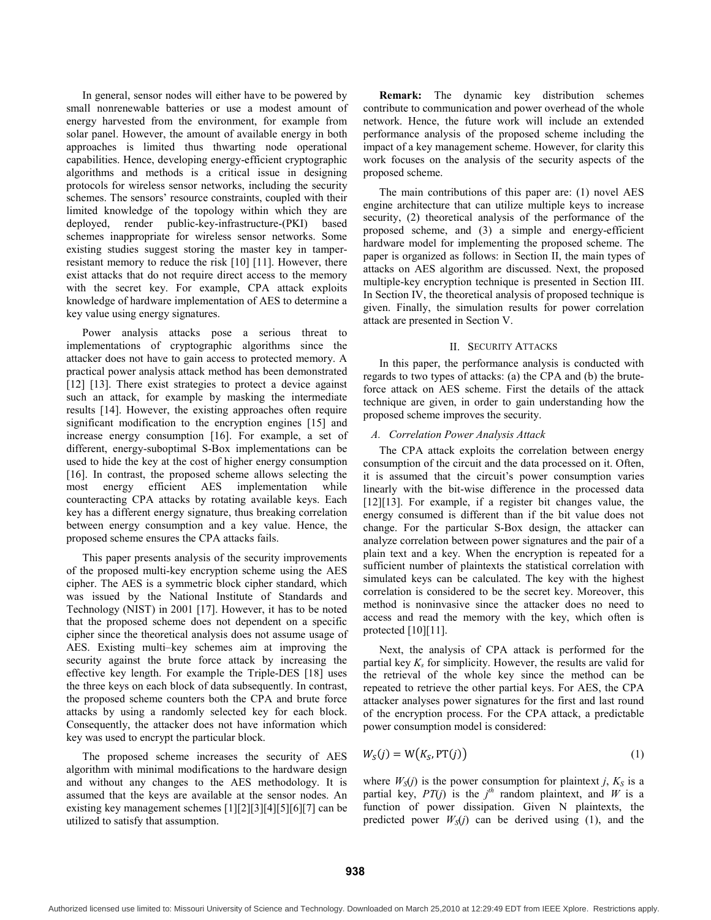In general, sensor nodes will either have to be powered by small nonrenewable batteries or use a modest amount of energy harvested from the environment, for example from solar panel. However, the amount of available energy in both approaches is limited thus thwarting node operational capabilities. Hence, developing energy-efficient cryptographic algorithms and methods is a critical issue in designing protocols for wireless sensor networks, including the security schemes. The sensors' resource constraints, coupled with their limited knowledge of the topology within which they are deployed, render public-key-infrastructure-(PKI) based schemes inappropriate for wireless sensor networks. Some existing studies suggest storing the master key in tamper-resistant memory to reduce the risk [10] [11]. However, there exist attacks that do not require direct access to the memory with the secret key. For example, CPA attack exploits knowledge of hardware implementation of AES to determine a key value using energy signatures.

Power analysis attacks pose a serious threat to implementations of cryptographic algorithms since the attacker does not have to gain access to protected memory. A practical power analysis attack method has been demonstrated [12] [13]. There exist strategies to protect a device against such an attack, for example by masking the intermediate results [14]. However, the existing approaches often require significant modification to the encryption engines [15] and increase energy consumption [16]. For example, a set of different, energy-suboptimal S-Box implementations can be used to hide the key at the cost of higher energy consumption [16]. In contrast, the proposed scheme allows selecting the most energy efficient AES implementation while counteracting CPA attacks by rotating available keys. Each key has a different energy signature, thus breaking correlation between energy consumption and a key value. Hence, the proposed scheme ensures the CPA attacks fails.

This paper presents analysis of the security improvements of the proposed multi-key encryption scheme using the AES cipher. The AES is a symmetric block cipher standard, which was issued by the National Institute of Standards and Technology (NIST) in 2001 [17]. However, it has to be noted that the proposed scheme does not dependent on a specific cipher since the theoretical analysis does not assume usage of AES. Existing multi–key schemes aim at improving the security against the brute force attack by increasing the effective key length. For example the Triple-DES [18] uses the three keys on each block of data subsequently. In contrast, the proposed scheme counters both the CPA and brute force attacks by using a randomly selected key for each block. Consequently, the attacker does not have information which key was used to encrypt the particular block.

The proposed scheme increases the security of AES algorithm with minimal modifications to the hardware design and without any changes to the AES methodology. It is assumed that the keys are available at the sensor nodes. An existing key management schemes [1][2][3][4][5][6][7] can be utilized to satisfy that assumption.

**Remark:** The dynamic key distribution schemes contribute to communication and power overhead of the whole network. Hence, the future work will include an extended performance analysis of the proposed scheme including the impact of a key management scheme. However, for clarity this work focuses on the analysis of the security aspects of the proposed scheme.

The main contributions of this paper are: (1) novel AES engine architecture that can utilize multiple keys to increase security, (2) theoretical analysis of the performance of the proposed scheme, and (3) a simple and energy-efficient hardware model for implementing the proposed scheme. The paper is organized as follows: in Section II, the main types of attacks on AES algorithm are discussed. Next, the proposed multiple-key encryption technique is presented in Section III. In Section IV, the theoretical analysis of proposed technique is given. Finally, the simulation results for power correlation attack are presented in Section V.

## II. Security Attacks

In this paper, the performance analysis is conducted with regards to two types of attacks: (a) the CPA and (b) the brute-force attack on AES scheme. First the details of the attack technique are given, in order to gain understanding how the proposed scheme improves the security.

### *A. Correlation Power Analysis Attack*

The CPA attack exploits the correlation between energy consumption of the circuit and the data processed on it. Often, it is assumed that the circuit's power consumption varies linearly with the bit-wise difference in the processed data [12][13]. For example, if a register bit changes value, the energy consumed is different than if the bit value does not change. For the particular S-Box design, the attacker can analyze correlation between power signatures and the pair of a plain text and a key. When the encryption is repeated for a sufficient number of plaintexts the statistical correlation with simulated keys can be calculated. The key with the highest correlation is considered to be the secret key. Moreover, this method is noninvasive since the attacker does no need to access and read the memory with the key, which often is protected [10][11].

Next, the analysis of CPA attack is performed for the partial key $K_s$ for simplicity. However, the results are valid for the retrieval of the whole key since the method can be repeated to retrieve the other partial keys. For AES, the CPA attacker analyses power signatures for the first and last round of the encryption process. For the CPA attack, a predictable power consumption model is considered:

$$W_S(j) = \mathrm{W}\big(K_S, \mathrm{PT}(j)\big) \tag{1}$$

where $W_S(j)$ is the power consumption for plaintext $j$, $K_S$ is a partial key, $PT(j)$ is the $j^{th}$ random plaintext, and $W$ is a function of power dissipation. Given N plaintexts, the predicted power $W_S(j)$ can be derived using (1), and the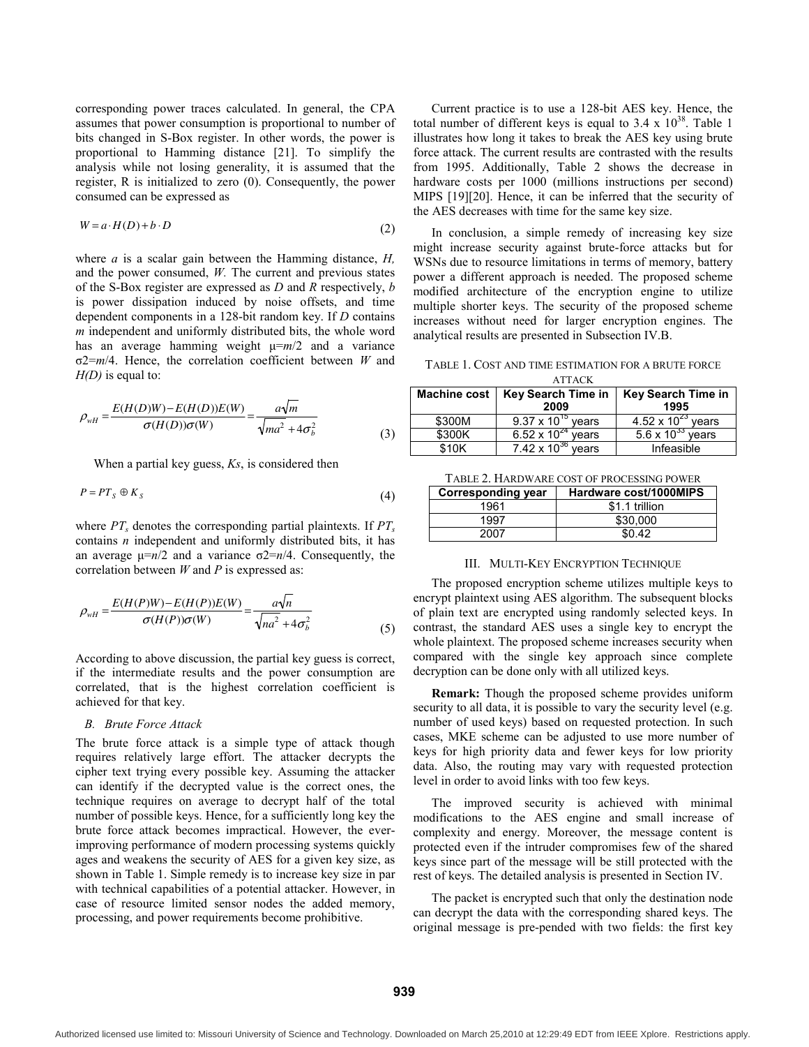corresponding power traces calculated. In general, the CPA assumes that power consumption is proportional to number of bits changed in S-Box register. In other words, the power is proportional to Hamming distance [21]. To simplify the analysis while not losing generality, it is assumed that the register, R is initialized to zero (0). Consequently, the power consumed can be expressed as

$$W = a \cdot H(D) + b \cdot D \tag{2}$$

where $a$ is a scalar gain between the Hamming distance, $H$, and the power consumed, $W$. The current and previous states of the S-Box register are expressed as $D$ and $R$ respectively, $b$ is power dissipation induced by noise offsets, and time dependent components in a 128-bit random key. If $D$ contains $m$ independent and uniformly distributed bits, the whole word has an average hamming weight $\mu=m/2$ and a variance $\sigma 2=m/4$. Hence, the correlation coefficient between $W$ and $H(D)$ is equal to:

$$\rho_{wH} = \frac{E(H(D)W) - E(H(D))E(W)}{\sigma(H(D))\sigma(W)} = \frac{a\sqrt{m}}{\sqrt{ma^2 + 4\sigma_b^2}} \tag{3}$$

When a partial key guess, $Ks$, is considered then

$$P = PT_S \oplus K_S \tag{4}$$

where $PT_s$ denotes the corresponding partial plaintexts. If $PT_s$ contains $n$ independent and uniformly distributed bits, it has an average $\mu=n/2$ and a variance $\sigma 2=n/4$. Consequently, the correlation between $W$ and $P$ is expressed as:

$$\rho_{wH} = \frac{E(H(P)W) - E(H(P))E(W)}{\sigma(H(P))\sigma(W)} = \frac{a\sqrt{n}}{\sqrt{na^2 + 4\sigma_b^2}} \tag{5}$$

According to above discussion, the partial key guess is correct, if the intermediate results and the power consumption are correlated, that is the highest correlation coefficient is achieved for that key.

### *B. Brute Force Attack*

The brute force attack is a simple type of attack though requires relatively large effort. The attacker decrypts the cipher text trying every possible key. Assuming the attacker can identify if the decrypted value is the correct ones, the technique requires on average to decrypt half of the total number of possible keys. Hence, for a sufficiently long key the brute force attack becomes impractical. However, the ever-improving performance of modern processing systems quickly ages and weakens the security of AES for a given key size, as shown in Table 1. Simple remedy is to increase key size in par with technical capabilities of a potential attacker. However, in case of resource limited sensor nodes the added memory, processing, and power requirements become prohibitive.

Current practice is to use a 128-bit AES key. Hence, the total number of different keys is equal to $3.4 \times 10^{38}$. Table 1 illustrates how long it takes to break the AES key using brute force attack. The current results are contrasted with the results from 1995. Additionally, Table 2 shows the decrease in hardware costs per 1000 (millions instructions per second) MIPS [19][20]. Hence, it can be inferred that the security of the AES decreases with time for the same key size.

In conclusion, a simple remedy of increasing key size might increase security against brute-force attacks but for WSNs due to resource limitations in terms of memory, battery power a different approach is needed. The proposed scheme modified architecture of the encryption engine to utilize multiple shorter keys. The security of the proposed scheme increases without need for larger encryption engines. The analytical results are presented in Subsection IV.B.

TABLE 1. COST AND TIME ESTIMATION FOR A BRUTE FORCE ATTACK

| Machine cost | Key Search Time in 2009 | Key Search Time in 1995 |
|---|---|---|
| \$300M | $9.37 \times 10^{15}$ years | $4.52 \times 10^{23}$ years |
| \$300K | $6.52 \times 10^{24}$ years | $5.6 \times 10^{33}$ years |
| \$10K | $7.42 \times 10^{36}$ years | Infeasible |

TABLE 2. HARDWARE COST OF PROCESSING POWER

| Corresponding year | Hardware cost/1000MIPS |
|---|---|
| 1961 | \$1.1 trillion |
| 1997 | \$30,000 |
| 2007 | \$0.42 |

## III. MULTI-KEY ENCRYPTION TECHNIQUE

The proposed encryption scheme utilizes multiple keys to encrypt plaintext using AES algorithm. The subsequent blocks of plain text are encrypted using randomly selected keys. In contrast, the standard AES uses a single key to encrypt the whole plaintext. The proposed scheme increases security when compared with the single key approach since complete decryption can be done only with all utilized keys.

**Remark:** Though the proposed scheme provides uniform security to all data, it is possible to vary the security level (e.g. number of used keys) based on requested protection. In such cases, MKE scheme can be adjusted to use more number of keys for high priority data and fewer keys for low priority data. Also, the routing may vary with requested protection level in order to avoid links with too few keys.

The improved security is achieved with minimal modifications to the AES engine and small increase of complexity and energy. Moreover, the message content is protected even if the intruder compromises few of the shared keys since part of the message will be still protected with the rest of keys. The detailed analysis is presented in Section IV.

The packet is encrypted such that only the destination node can decrypt the data with the corresponding shared keys. The original message is pre-pended with two fields: the first key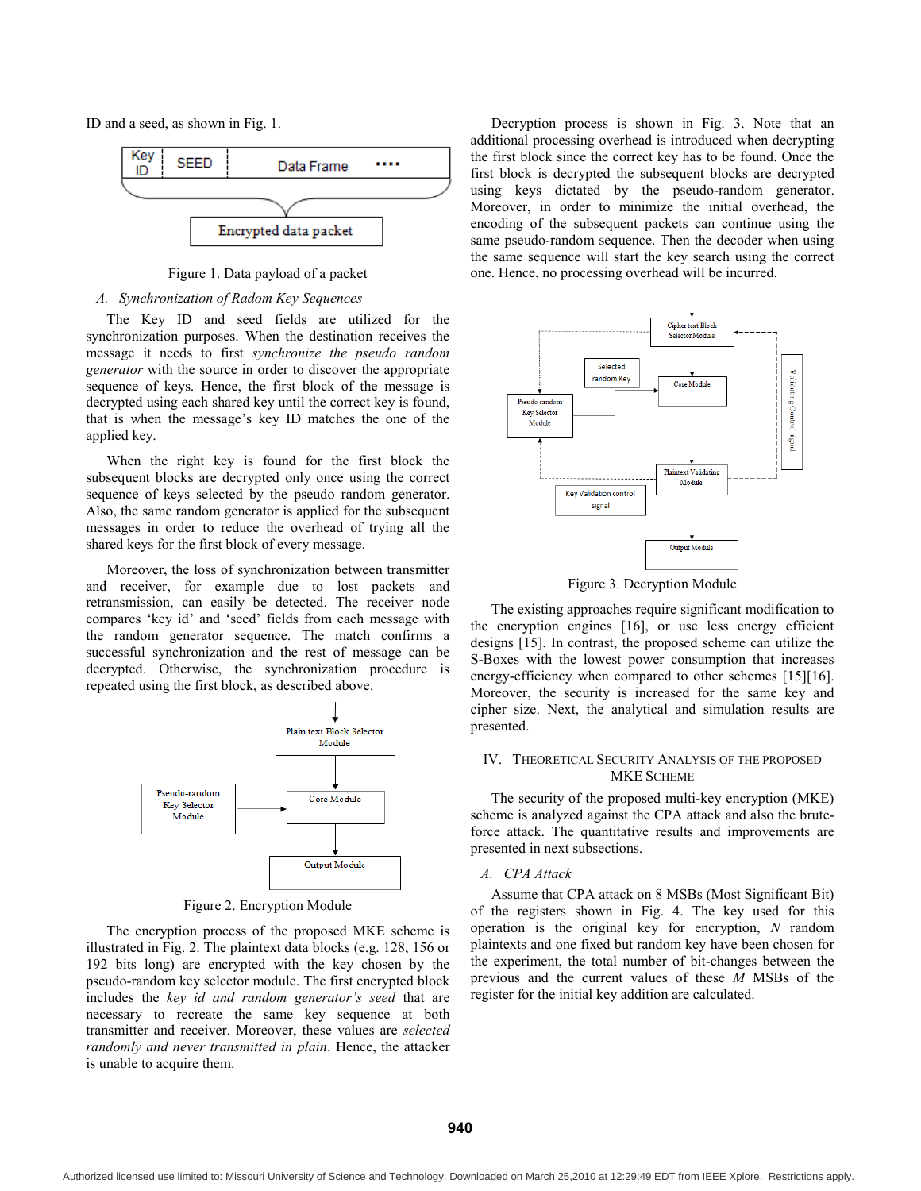ID and a seed, as shown in Fig. 1.

Key ID | SEED | Data Frame ····

Encrypted data packet

Figure 1. Data payload of a packet

### A. Synchronization of Radom Key Sequences

The Key ID and seed fields are utilized for the synchronization purposes. When the destination receives the message it needs to first *synchronize the pseudo random generator* with the source in order to discover the appropriate sequence of keys. Hence, the first block of the message is decrypted using each shared key until the correct key is found, that is when the message's key ID matches the one of the applied key.

When the right key is found for the first block the subsequent blocks are decrypted only once using the correct sequence of keys selected by the pseudo random generator. Also, the same random generator is applied for the subsequent messages in order to reduce the overhead of trying all the shared keys for the first block of every message.

Moreover, the loss of synchronization between transmitter and receiver, for example due to lost packets and retransmission, can easily be detected. The receiver node compares 'key id' and 'seed' fields from each message with the random generator sequence. The match confirms a successful synchronization and the rest of message can be decrypted. Otherwise, the synchronization procedure is repeated using the first block, as described above.

Plain text Block Selector Module

Pseudo-random Key Selector Module

Core Module

Output Module

Figure 2. Encryption Module

The encryption process of the proposed MKE scheme is illustrated in Fig. 2. The plaintext data blocks (e.g. 128, 156 or 192 bits long) are encrypted with the key chosen by the pseudo-random key selector module. The first encrypted block includes the *key id and random generator's seed* that are necessary to recreate the same key sequence at both transmitter and receiver. Moreover, these values are *selected randomly and never transmitted in plain*. Hence, the attacker is unable to acquire them.

Decryption process is shown in Fig. 3. Note that an additional processing overhead is introduced when decrypting the first block since the correct key has to be found. Once the first block is decrypted the subsequent blocks are decrypted using keys dictated by the pseudo-random generator. Moreover, in order to minimize the initial overhead, the encoding of the subsequent packets can continue using the same pseudo-random sequence. Then the decoder when using the same sequence will start the key search using the correct one. Hence, no processing overhead will be incurred.

Cipher text Block Selector Module

Selected random Key

Core Module

Pseudo-random Key Selector Module

Validating Control signal

Plaintext Validating Module

Key Validation control signal

Output Module

Figure 3. Decryption Module

The existing approaches require significant modification to the encryption engines [16], or use less energy efficient designs [15]. In contrast, the proposed scheme can utilize the S-Boxes with the lowest power consumption that increases energy-efficiency when compared to other schemes [15][16]. Moreover, the security is increased for the same key and cipher size. Next, the analytical and simulation results are presented.

## IV. Theoretical Security Analysis of the Proposed MKE Scheme

The security of the proposed multi-key encryption (MKE) scheme is analyzed against the CPA attack and also the brute-force attack. The quantitative results and improvements are presented in next subsections.

### A. CPA Attack

Assume that CPA attack on 8 MSBs (Most Significant Bit) of the registers shown in Fig. 4. The key used for this operation is the original key for encryption, $N$ random plaintexts and one fixed but random key have been chosen for the experiment, the total number of bit-changes between the previous and the current values of these $M$ MSBs of the register for the initial key addition are calculated.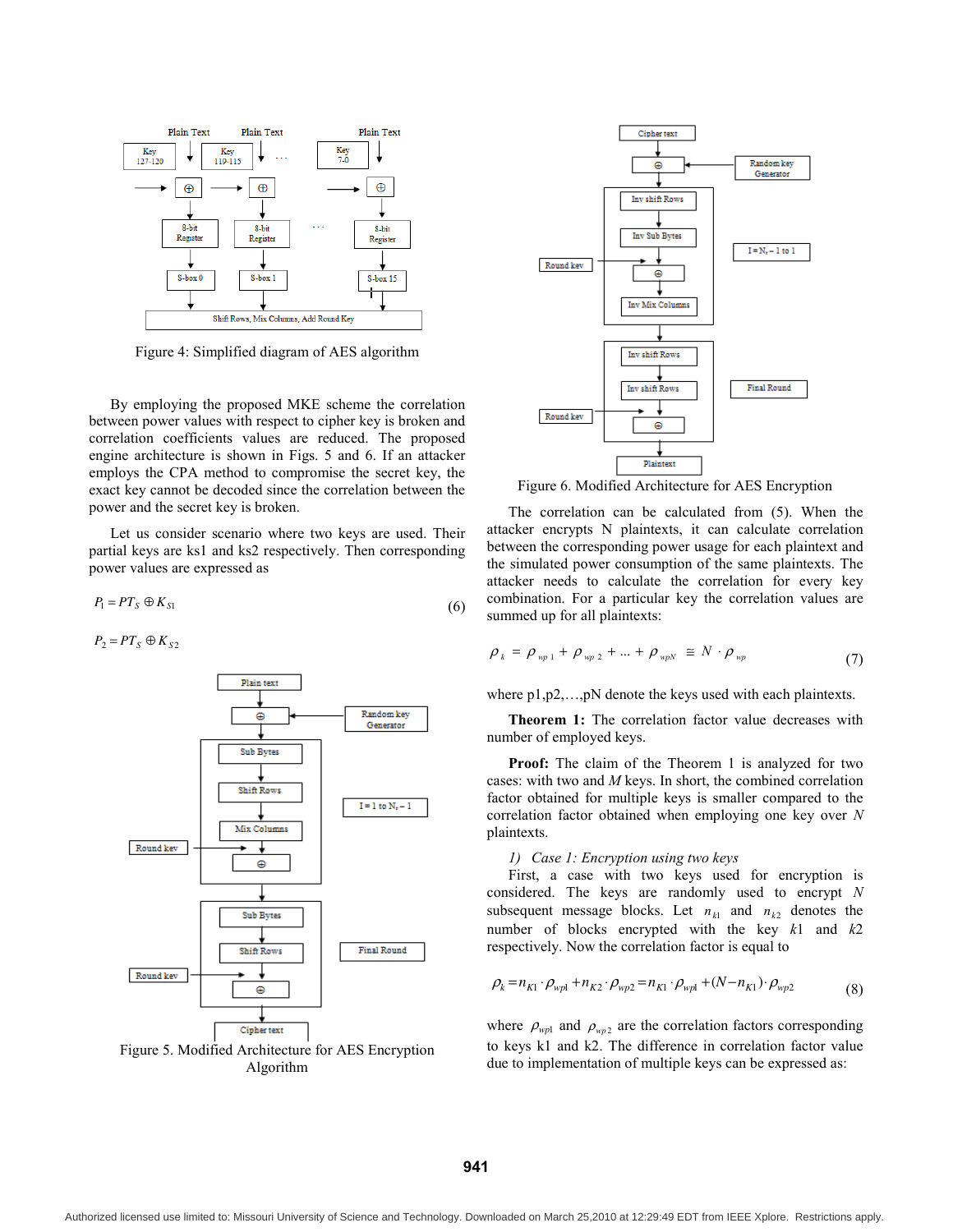Figure 4: Simplified diagram of AES algorithm

By employing the proposed MKE scheme the correlation between power values with respect to cipher key is broken and correlation coefficients values are reduced. The proposed engine architecture is shown in Figs. 5 and 6. If an attacker employs the CPA method to compromise the secret key, the exact key cannot be decoded since the correlation between the power and the secret key is broken.

Let us consider scenario where two keys are used. Their partial keys are ks1 and ks2 respectively. Then corresponding power values are expressed as

$$P_1 = PT_S \oplus K_{S1} \tag{6}$$

$$P_2 = PT_S \oplus K_{S2}$$

Figure 5. Modified Architecture for AES Encryption Algorithm

Figure 6. Modified Architecture for AES Encryption

The correlation can be calculated from (5). When the attacker encrypts N plaintexts, it can calculate correlation between the corresponding power usage for each plaintext and the simulated power consumption of the same plaintexts. The attacker needs to calculate the correlation for every key combination. For a particular key the correlation values are summed up for all plaintexts:

$$\rho_k = \rho_{wp1} + \rho_{wp2} + \ldots + \rho_{wpN} \cong N \cdot \rho_{wp} \tag{7}$$

where p1,p2,…,pN denote the keys used with each plaintexts.

**Theorem 1:** The correlation factor value decreases with number of employed keys.

**Proof:** The claim of the Theorem 1 is analyzed for two cases: with two and $M$ keys. In short, the combined correlation factor obtained for multiple keys is smaller compared to the correlation factor obtained when employing one key over $N$ plaintexts.

*1) Case 1: Encryption using two keys*

First, a case with two keys used for encryption is considered. The keys are randomly used to encrypt $N$ subsequent message blocks. Let $n_{k1}$ and $n_{k2}$ denotes the number of blocks encrypted with the key $k1$ and $k2$ respectively. Now the correlation factor is equal to

$$\rho_k = n_{K1} \cdot \rho_{wp1} + n_{K2} \cdot \rho_{wp2} = n_{K1} \cdot \rho_{wp1} + (N - n_{K1}) \cdot \rho_{wp2} \tag{8}$$

where $\rho_{wp1}$ and $\rho_{wp2}$ are the correlation factors corresponding to keys k1 and k2. The difference in correlation factor value due to implementation of multiple keys can be expressed as: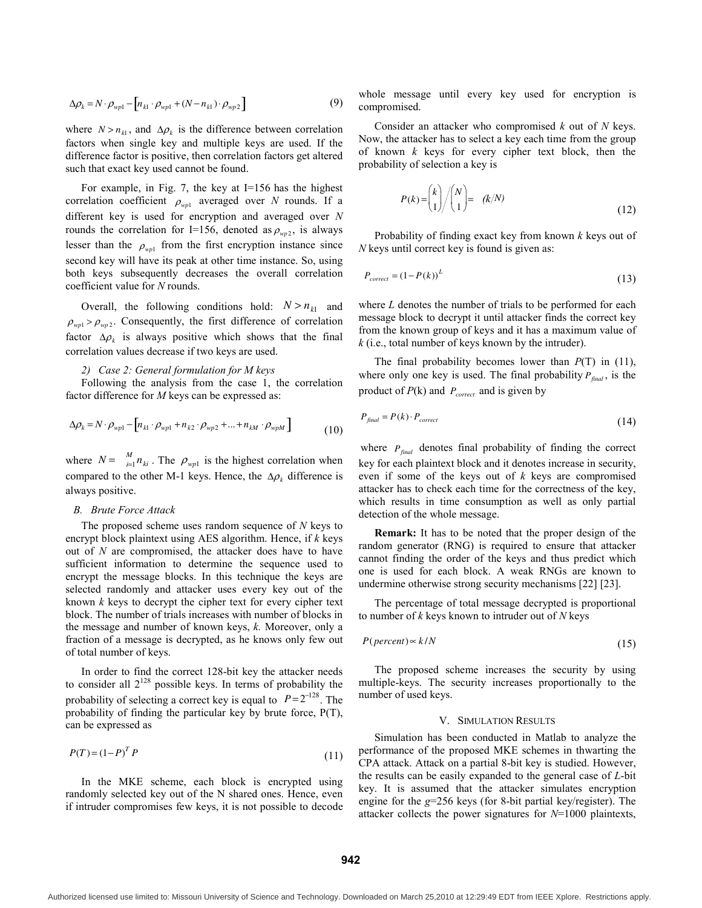$$\Delta\rho_k = N \cdot \rho_{wp1} - \left[ n_{k1} \cdot \rho_{wp1} + (N - n_{k1}) \cdot \rho_{wp2} \right] \tag{9}$$

where $N > n_{k1}$, and $\Delta\rho_k$ is the difference between correlation factors when single key and multiple keys are used. If the difference factor is positive, then correlation factors get altered such that exact key used cannot be found.

For example, in Fig. 7, the key at I=156 has the highest correlation coefficient $\rho_{wp1}$ averaged over *N* rounds. If a different key is used for encryption and averaged over *N* rounds the correlation for I=156, denoted as $\rho_{wp2}$, is always lesser than the $\rho_{wp1}$ from the first encryption instance since second key will have its peak at other time instance. So, using both keys subsequently decreases the overall correlation coefficient value for *N* rounds.

Overall, the following conditions hold: $N > n_{k1}$ and $\rho_{wp1} > \rho_{wp2}$. Consequently, the first difference of correlation factor $\Delta\rho_k$ is always positive which shows that the final correlation values decrease if two keys are used.

*2) Case 2: General formulation for M keys*

Following the analysis from the case 1, the correlation factor difference for *M* keys can be expressed as:

$$\Delta\rho_k = N \cdot \rho_{wp1} - \left[ n_{k1} \cdot \rho_{wp1} + n_{k2} \cdot \rho_{wp2} + \ldots + n_{kM} \cdot \rho_{wpM} \right] \tag{10}$$

where $N = \sum_{i=1}^{M} n_{ki}$. The $\rho_{wp1}$ is the highest correlation when compared to the other M-1 keys. Hence, the $\Delta\rho_k$ difference is always positive.

*B. Brute Force Attack*

The proposed scheme uses random sequence of *N* keys to encrypt block plaintext using AES algorithm. Hence, if *k* keys out of *N* are compromised, the attacker does have to have sufficient information to determine the sequence used to encrypt the message blocks. In this technique the keys are selected randomly and attacker uses every key out of the known *k* keys to decrypt the cipher text for every cipher text block. The number of trials increases with number of blocks in the message and number of known keys, *k.* Moreover, only a fraction of a message is decrypted, as he knows only few out of total number of keys.

In order to find the correct 128-bit key the attacker needs to consider all $2^{128}$ possible keys. In terms of probability the probability of selecting a correct key is equal to $P = 2^{-128}$. The probability of finding the particular key by brute force, P(T), can be expressed as

$$P(T) = (1 - P)^T P \tag{11}$$

In the MKE scheme, each block is encrypted using randomly selected key out of the N shared ones. Hence, even if intruder compromises few keys, it is not possible to decode whole message until every key used for encryption is compromised.

Consider an attacker who compromised *k* out of *N* keys. Now, the attacker has to select a key each time from the group of known *k* keys for every cipher text block, then the probability of selection a key is

$$P(k) = \binom{k}{1} \bigg/ \binom{N}{1} = (k/N) \tag{12}$$

Probability of finding exact key from known *k* keys out of *N* keys until correct key is found is given as:

$$P_{correct} = (1 - P(k))^L \tag{13}$$

where *L* denotes the number of trials to be performed for each message block to decrypt it until attacker finds the correct key from the known group of keys and it has a maximum value of *k* (i.e., total number of keys known by the intruder).

The final probability becomes lower than *P*(T) in (11), where only one key is used. The final probability $P_{final}$, is the product of *P*(k) and $P_{correct}$ and is given by

$$P_{final} = P(k) \cdot P_{correct} \tag{14}$$

where $P_{final}$ denotes final probability of finding the correct key for each plaintext block and it denotes increase in security, even if some of the keys out of *k* keys are compromised attacker has to check each time for the correctness of the key, which results in time consumption as well as only partial detection of the whole message.

**Remark:** It has to be noted that the proper design of the random generator (RNG) is required to ensure that attacker cannot finding the order of the keys and thus predict which one is used for each block. A weak RNGs are known to undermine otherwise strong security mechanisms [22] [23].

The percentage of total message decrypted is proportional to number of *k* keys known to intruder out of *N* keys

$$P(percent) \propto k / N \tag{15}$$

The proposed scheme increases the security by using multiple-keys. The security increases proportionally to the number of used keys.

## V. Simulation Results

Simulation has been conducted in Matlab to analyze the performance of the proposed MKE schemes in thwarting the CPA attack. Attack on a partial 8-bit key is studied. However, the results can be easily expanded to the general case of *L*-bit key. It is assumed that the attacker simulates encryption engine for the *g*=256 keys (for 8-bit partial key/register). The attacker collects the power signatures for *N*=1000 plaintexts,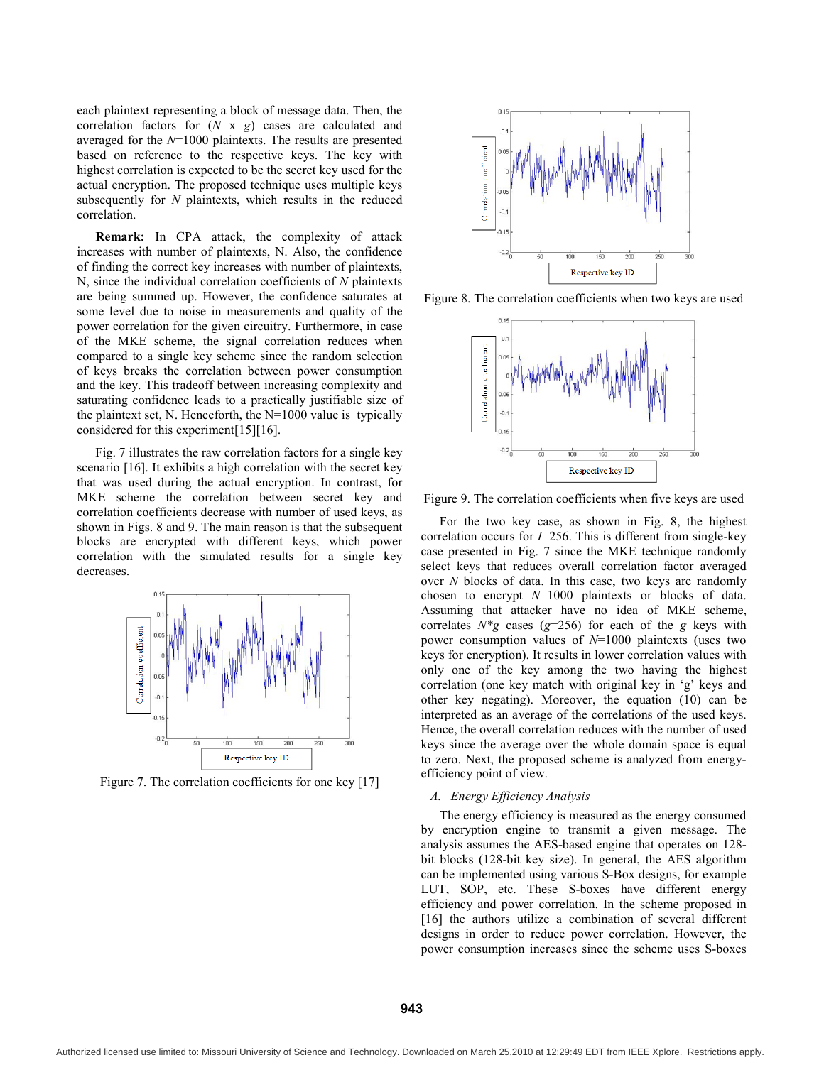each plaintext representing a block of message data. Then, the correlation factors for ($N$ x $g$) cases are calculated and averaged for the $N$=1000 plaintexts. The results are presented based on reference to the respective keys. The key with highest correlation is expected to be the secret key used for the actual encryption. The proposed technique uses multiple keys subsequently for $N$ plaintexts, which results in the reduced correlation.

**Remark:** In CPA attack, the complexity of attack increases with number of plaintexts, N. Also, the confidence of finding the correct key increases with number of plaintexts, N, since the individual correlation coefficients of $N$ plaintexts are being summed up. However, the confidence saturates at some level due to noise in measurements and quality of the power correlation for the given circuitry. Furthermore, in case of the MKE scheme, the signal correlation reduces when compared to a single key scheme since the random selection of keys breaks the correlation between power consumption and the key. This tradeoff between increasing complexity and saturating confidence leads to a practically justifiable size of the plaintext set, N. Henceforth, the N=1000 value is typically considered for this experiment[15][16].

Fig. 7 illustrates the raw correlation factors for a single key scenario [16]. It exhibits a high correlation with the secret key that was used during the actual encryption. In contrast, for MKE scheme the correlation between secret key and correlation coefficients decrease with number of used keys, as shown in Figs. 8 and 9. The main reason is that the subsequent blocks are encrypted with different keys, which power correlation with the simulated results for a single key decreases.

Figure 7. The correlation coefficients for one key [17]

Figure 8. The correlation coefficients when two keys are used

Figure 9. The correlation coefficients when five keys are used

For the two key case, as shown in Fig. 8, the highest correlation occurs for $I$=256. This is different from single-key case presented in Fig. 7 since the MKE technique randomly select keys that reduces overall correlation factor averaged over $N$ blocks of data. In this case, two keys are randomly chosen to encrypt $N$=1000 plaintexts or blocks of data. Assuming that attacker have no idea of MKE scheme, correlates $N*g$ cases ($g$=256) for each of the $g$ keys with power consumption values of $N$=1000 plaintexts (uses two keys for encryption). It results in lower correlation values with only one of the key among the two having the highest correlation (one key match with original key in 'g' keys and other key negating). Moreover, the equation (10) can be interpreted as an average of the correlations of the used keys. Hence, the overall correlation reduces with the number of used keys since the average over the whole domain space is equal to zero. Next, the proposed scheme is analyzed from energy-efficiency point of view.

### *A. Energy Efficiency Analysis*

The energy efficiency is measured as the energy consumed by encryption engine to transmit a given message. The analysis assumes the AES-based engine that operates on 128-bit blocks (128-bit key size). In general, the AES algorithm can be implemented using various S-Box designs, for example LUT, SOP, etc. These S-boxes have different energy efficiency and power correlation. In the scheme proposed in [16] the authors utilize a combination of several different designs in order to reduce power correlation. However, the power consumption increases since the scheme uses S-boxes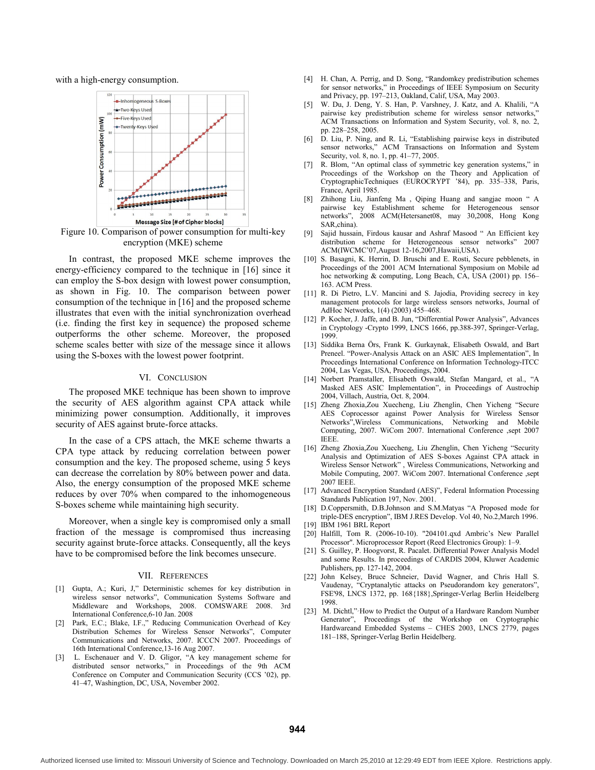with a high-energy consumption.

120
Inhomogeneous S-Boxes
Two-Keys Used
Five-Keys Used
Twenty-Keys Used
100
80
60
40
20
0
Power Consumption (mW)
0 5 10 15 20 25 30 35
Message Size [# of Cipher blocks]

Figure 10. Comparison of power consumption for multi-key encryption (MKE) scheme

In contrast, the proposed MKE scheme improves the energy-efficiency compared to the technique in [16] since it can employ the S-box design with lowest power consumption, as shown in Fig. 10. The comparison between power consumption of the technique in [16] and the proposed scheme illustrates that even with the initial synchronization overhead (i.e. finding the first key in sequence) the proposed scheme outperforms the other scheme. Moreover, the proposed scheme scales better with size of the message since it allows using the S-boxes with the lowest power footprint.

## VI. Conclusion

The proposed MKE technique has been shown to improve the security of AES algorithm against CPA attack while minimizing power consumption. Additionally, it improves security of AES against brute-force attacks.

In the case of a CPS attach, the MKE scheme thwarts a CPA type attack by reducing correlation between power consumption and the key. The proposed scheme, using 5 keys can decrease the correlation by 80% between power and data. Also, the energy consumption of the proposed MKE scheme reduces by over 70% when compared to the inhomogeneous S-boxes scheme while maintaining high security.

Moreover, when a single key is compromised only a small fraction of the message is compromised thus increasing security against brute-force attacks. Consequently, all the keys have to be compromised before the link becomes unsecure.

## VII. References

[1] Gupta, A.; Kuri, J," Deterministic schemes for key distribution in wireless sensor networks", Communication Systems Software and Middleware and Workshops, 2008. COMSWARE 2008. 3rd International Conference,6-10 Jan. 2008

[2] Park, E.C.; Blake, I.F.," Reducing Communication Overhead of Key Distribution Schemes for Wireless Sensor Networks", Computer Communications and Networks, 2007. ICCCN 2007. Proceedings of 16th International Conference,13-16 Aug 2007.

[3] L. Eschenauer and V. D. Gligor, "A key management scheme for distributed sensor networks," in Proceedings of the 9th ACM Conference on Computer and Communication Security (CCS '02), pp. 41–47, Washingtion, DC, USA, November 2002.

[4] H. Chan, A. Perrig, and D. Song, "Randomkey predistribution schemes for sensor networks," in Proceedings of IEEE Symposium on Security and Privacy, pp. 197–213, Oakland, Calif, USA, May 2003.

[5] W. Du, J. Deng, Y. S. Han, P. Varshney, J. Katz, and A. Khalili, "A pairwise key predistribution scheme for wireless sensor networks," ACM Transactions on Information and System Security, vol. 8, no. 2, pp. 228–258, 2005.

[6] D. Liu, P. Ning, and R. Li, "Establishing pairwise keys in distributed sensor networks," ACM Transactions on Information and System Security, vol. 8, no. 1, pp. 41–77, 2005.

[7] R. Blom, "An optimal class of symmetric key generation systems," in Proceedings of the Workshop on the Theory and Application of CryptographicTechniques (EUROCRYPT '84), pp. 335–338, Paris, France, April 1985.

[8] Zhihong Liu, Jianfeng Ma , Qiping Huang and sangjae moon " A pairwise key Establishment scheme for Heterogeneous sensor networks", 2008 ACM(Hetersanet08, may 30,2008, Hong Kong SAR,china).

[9] Sajid hussain, Firdous kausar and Ashraf Masood " An Efficient key distribution scheme for Heterogeneous sensor networks" 2007 ACM(IWCMC'07,August 12-16,2007,Hawaii,USA).

[10] S. Basagni, K. Herrin, D. Bruschi and E. Rosti, Secure pebblenets, in Proceedings of the 2001 ACM International Symposium on Mobile ad hoc networking & computing, Long Beach, CA, USA (2001) pp. 156–163. ACM Press.

[11] R. Di Pietro, L.V. Mancini and S. Jajodia, Providing secrecy in key management protocols for large wireless sensors networks, Journal of AdHoc Networks, 1(4) (2003) 455–468.

[12] P. Kocher, J. Jaffe, and B. Jun, "Differential Power Analysis", Advances in Cryptology -Crypto 1999, LNCS 1666, pp.388-397, Springer-Verlag, 1999.

[13] Siddika Berna Örs, Frank K. Gurkaynak, Elisabeth Oswald, and Bart Preneel. "Power-Analysis Attack on an ASIC AES Implementation", In Proceedings International Conference on Information Technology-ITCC 2004, Las Vegas, USA, Proceedings, 2004.

[14] Norbert Pramstaller, Elisabeth Oswald, Stefan Mangard, et al., "A Masked AES ASIC Implementation", in Proceedings of Austrochip 2004, Villach, Austria, Oct. 8, 2004.

[15] Zheng Zhoxia,Zou Xuecheng, Liu Zhenglin, Chen Yicheng "Secure AES Coprocessor against Power Analysis for Wireless Sensor Networks",Wireless Communications, Networking and Mobile Computing, 2007. WiCom 2007. International Conference ,sept 2007 IEEE.

[16] Zheng Zhoxia,Zou Xuecheng, Liu Zhenglin, Chen Yicheng "Security Analysis and Optimization of AES S-boxes Against CPA attack in Wireless Sensor Network" , Wireless Communications, Networking and Mobile Computing, 2007. WiCom 2007. International Conference ,sept 2007 IEEE.

[17] Advanced Encryption Standard (AES)", Federal Information Processing Standards Publication 197, Nov. 2001.

[18] D.Coppersmith, D.B.Johnson and S.M.Matyas "A Proposed mode for triple-DES encryption", IBM J.RES Develop. Vol 40, No.2,March 1996.

[19] IBM 1961 BRL Report

[20] Halfill, Tom R. (2006-10-10). "204101.qxd Ambric's New Parallel Processor". Microprocessor Report (Reed Electronics Group): 1–9.

[21] S. Guilley, P. Hoogvorst, R. Pacalet. Differential Power Analysis Model and some Results. In proceedings of CARDIS 2004, Kluwer Academic Publishers, pp. 127-142, 2004.

[22] John Kelsey, Bruce Schneier, David Wagner, and Chris Hall S. Vaudenay, "Cryptanalytic attacks on Pseudorandom key generators", FSE'98, LNCS 1372, pp. 168{188},Springer-Verlag Berlin Heidelberg 1998.

[23] M. Dichtl,"·How to Predict the Output of a Hardware Random Number Generator", Proceedings of the Workshop on Cryptographic Hardwareand Embedded Systems – CHES 2003, LNCS 2779, pages 181–188, Springer-Verlag Berlin Heidelberg.